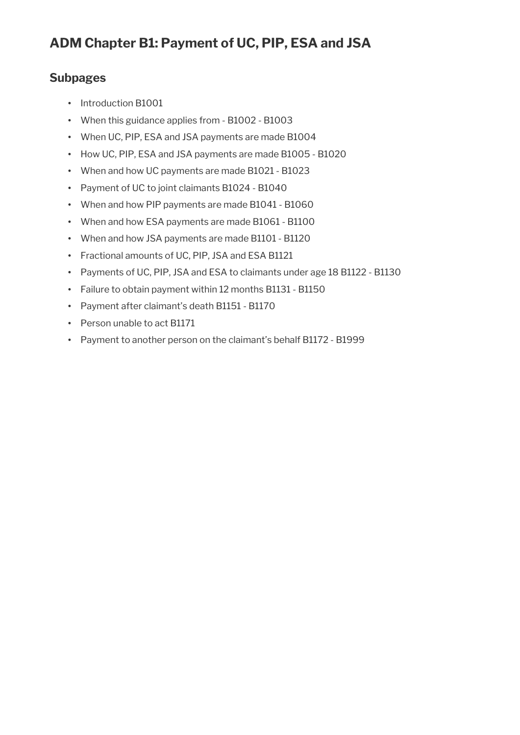# ADM Chapter B1: Payment of UC, PIP, ESA and JSA

## Subpages

- Introduction B1001
- When this guidance applies from - B1002 - B1003
- When UC, PIP, ESA and JSA payments are made B1004
- How UC, PIP, ESA and JSA payments are made B1005 - B1020
- When and how UC payments are made B1021 - B1023
- Payment of UC to joint claimants B1024 - B1040
- When and how PIP payments are made B1041 - B1060
- When and how ESA payments are made B1061 - B1100
- When and how JSA payments are made B1101 - B1120
- Fractional amounts of UC, PIP, JSA and ESA B1121
- Payments of UC, PIP, JSA and ESA to claimants under age 18 B1122 - B1130
- Failure to obtain payment within 12 months B1131 - B1150
- Payment after claimant's death B1151 - B1170
- Person unable to act B1171
- Payment to another person on the claimant's behalf B1172 - B1999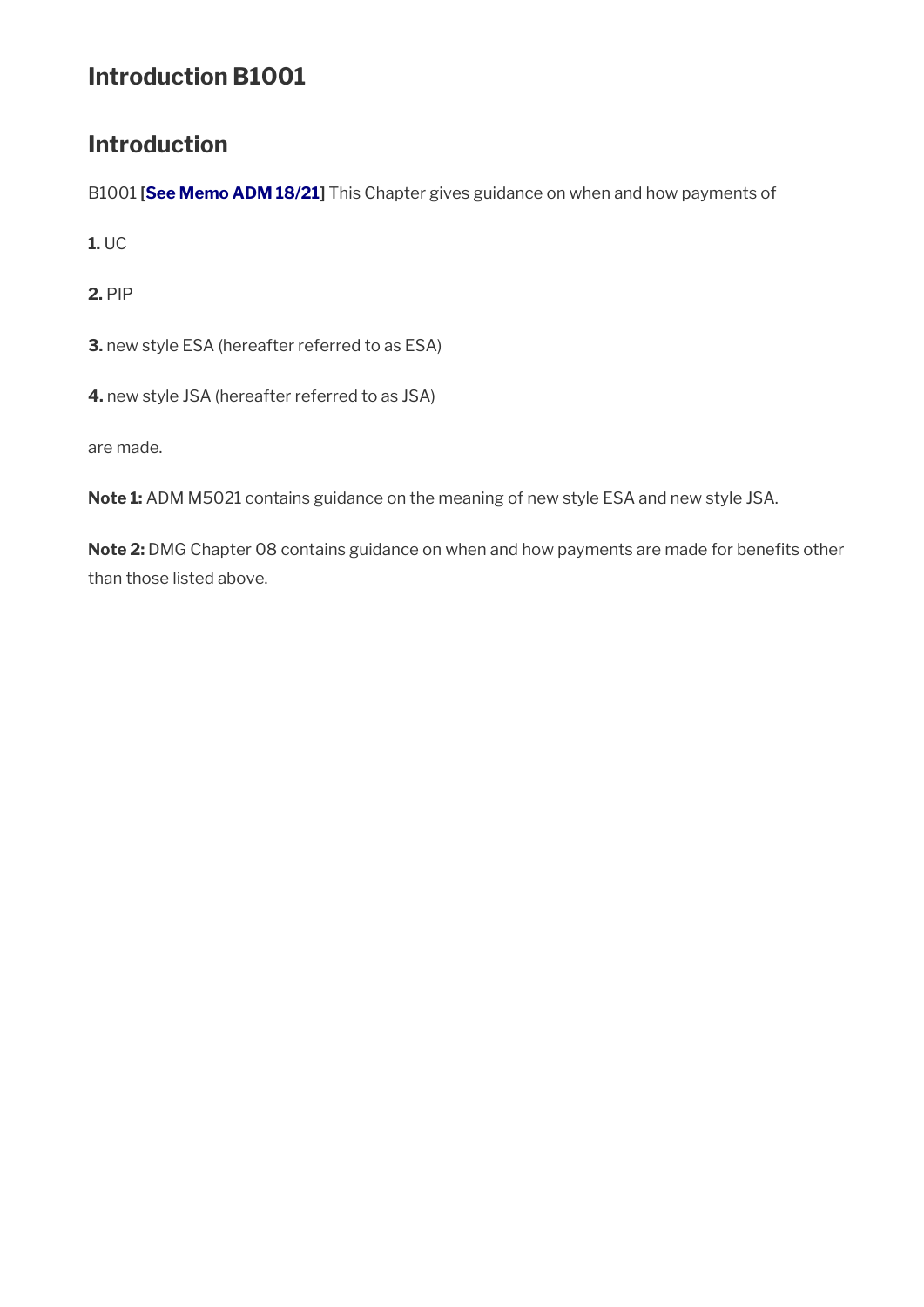## Introduction B1001

### Introduction

B1001 **[See Memo ADM 18/21]** This Chapter gives guidance on when and how payments of

**1.** UC

**2.** PIP

**3.** new style ESA (hereafter referred to as ESA)

**4.** new style JSA (hereafter referred to as JSA)

are made.

**Note 1:** ADM M5021 contains guidance on the meaning of new style ESA and new style JSA.

**Note 2:** DMG Chapter 08 contains guidance on when and how payments are made for benefits other than those listed above.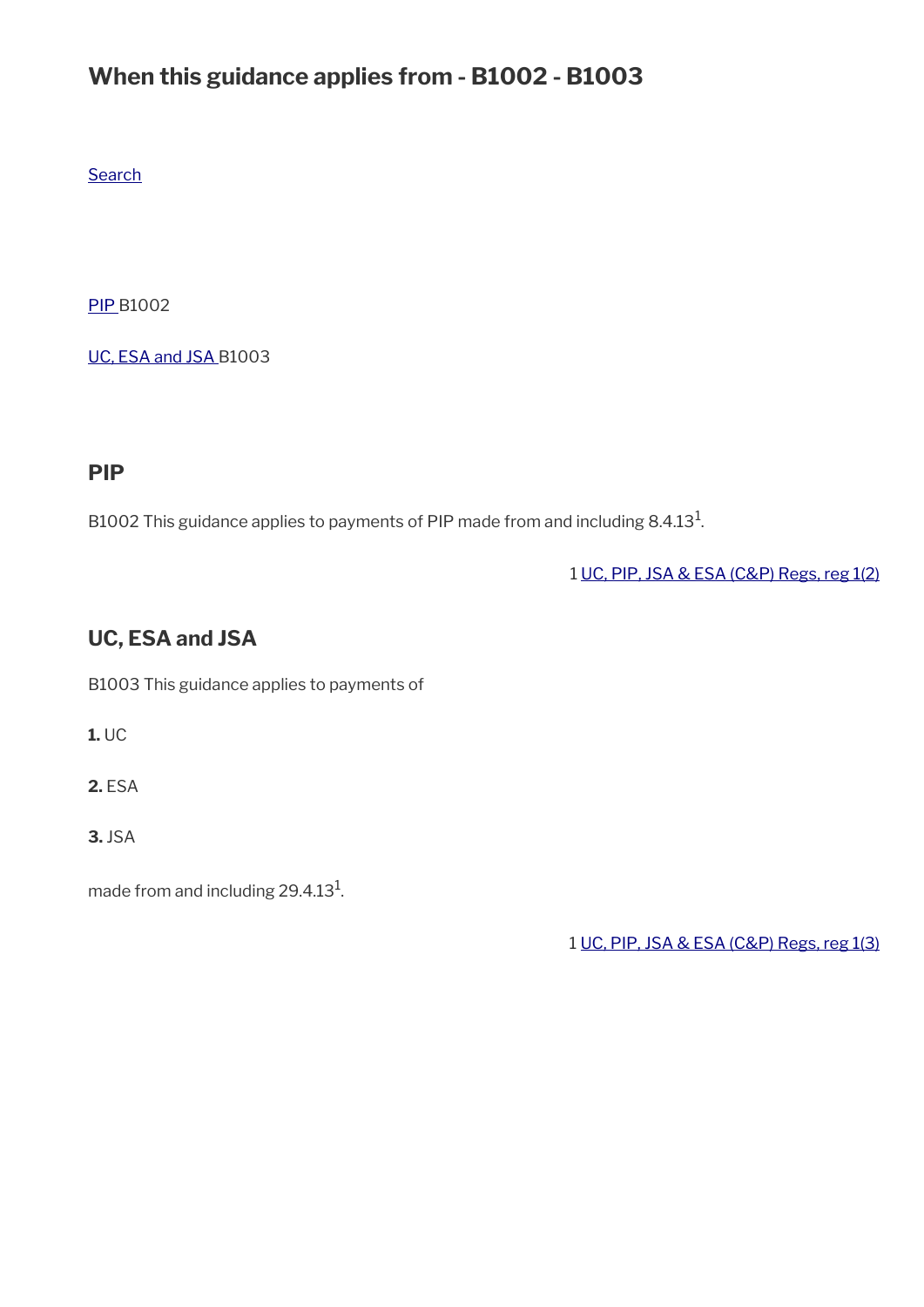# When this guidance applies from - B1002 - B1003

Search

PIP B1002

UC, ESA and JSA B1003

## PIP

B1002 This guidance applies to payments of PIP made from and including 8.4.13[1].

1 UC, PIP, JSA & ESA (C&P) Regs, reg 1(2)

## UC, ESA and JSA

B1003 This guidance applies to payments of

**1.** UC

**2.** ESA

**3.** JSA

made from and including 29.4.13[1].

1 UC, PIP, JSA & ESA (C&P) Regs, reg 1(3)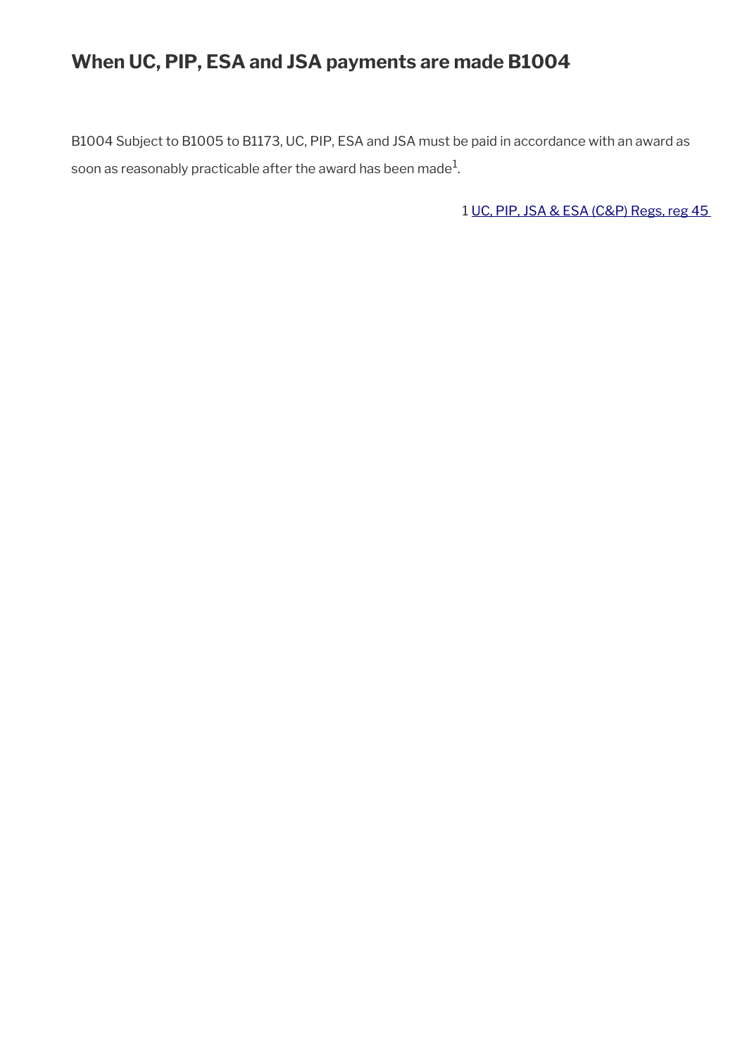## When UC, PIP, ESA and JSA payments are made B1004

B1004 Subject to B1005 to B1173, UC, PIP, ESA and JSA must be paid in accordance with an award as soon as reasonably practicable after the award has been made[1].

1 UC, PIP, JSA & ESA (C&P) Regs, reg 45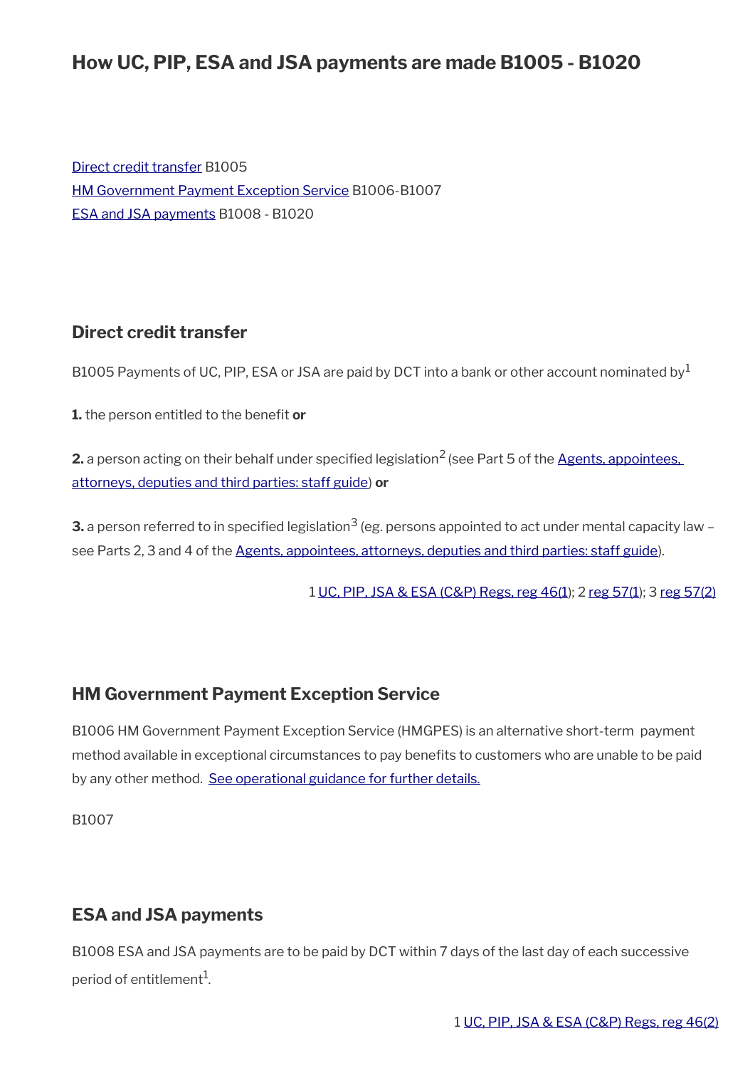# How UC, PIP, ESA and JSA payments are made B1005 - B1020

Direct credit transfer B1005
HM Government Payment Exception Service B1006-B1007
ESA and JSA payments B1008 - B1020

## Direct credit transfer

B1005 Payments of UC, PIP, ESA or JSA are paid by DCT into a bank or other account nominated by[1]

**1.** the person entitled to the benefit **or**

**2.** a person acting on their behalf under specified legislation[2] (see Part 5 of the Agents, appointees, attorneys, deputies and third parties: staff guide) **or**

**3.** a person referred to in specified legislation[3] (eg. persons appointed to act under mental capacity law – see Parts 2, 3 and 4 of the Agents, appointees, attorneys, deputies and third parties: staff guide).

1 UC, PIP, JSA & ESA (C&P) Regs, reg 46(1); 2 reg 57(1); 3 reg 57(2)

## HM Government Payment Exception Service

B1006 HM Government Payment Exception Service (HMGPES) is an alternative short-term payment method available in exceptional circumstances to pay benefits to customers who are unable to be paid by any other method. See operational guidance for further details.

B1007

## ESA and JSA payments

B1008 ESA and JSA payments are to be paid by DCT within 7 days of the last day of each successive period of entitlement[1].

1 UC, PIP, JSA & ESA (C&P) Regs, reg 46(2)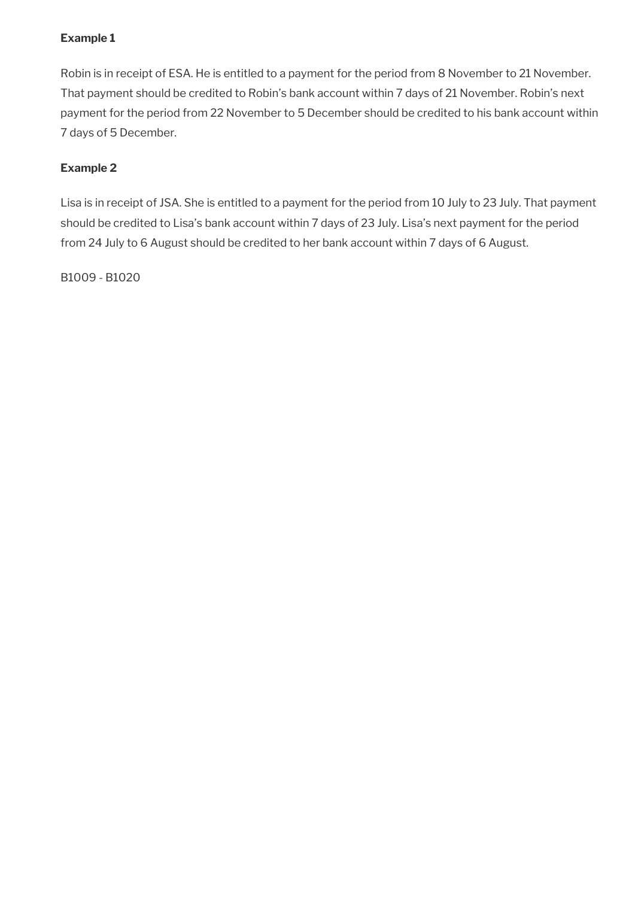**Example 1**

Robin is in receipt of ESA. He is entitled to a payment for the period from 8 November to 21 November. That payment should be credited to Robin's bank account within 7 days of 21 November. Robin's next payment for the period from 22 November to 5 December should be credited to his bank account within 7 days of 5 December.

**Example 2**

Lisa is in receipt of JSA. She is entitled to a payment for the period from 10 July to 23 July. That payment should be credited to Lisa's bank account within 7 days of 23 July. Lisa's next payment for the period from 24 July to 6 August should be credited to her bank account within 7 days of 6 August.

B1009 - B1020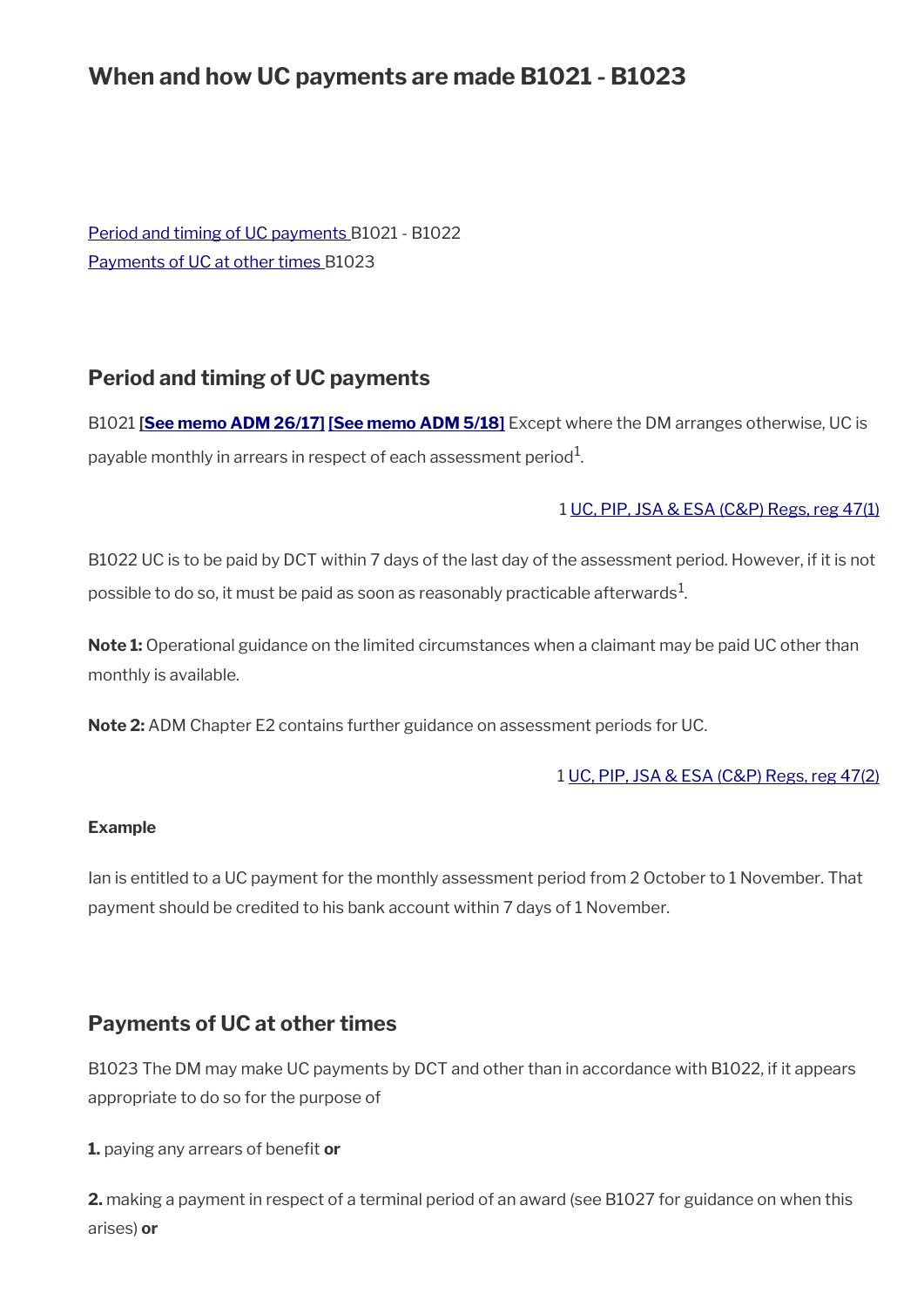# When and how UC payments are made B1021 - B1023

[Period and timing of UC payments](#) B1021 - B1022
[Payments of UC at other times](#) B1023

## Period and timing of UC payments

B1021 **[See memo ADM 26/17]** **[See memo ADM 5/18]** Except where the DM arranges otherwise, UC is payable monthly in arrears in respect of each assessment period[1].

1 UC, PIP, JSA & ESA (C&P) Regs, reg 47(1)

B1022 UC is to be paid by DCT within 7 days of the last day of the assessment period. However, if it is not possible to do so, it must be paid as soon as reasonably practicable afterwards[1].

**Note 1:** Operational guidance on the limited circumstances when a claimant may be paid UC other than monthly is available.

**Note 2:** ADM Chapter E2 contains further guidance on assessment periods for UC.

1 UC, PIP, JSA & ESA (C&P) Regs, reg 47(2)

**Example**

Ian is entitled to a UC payment for the monthly assessment period from 2 October to 1 November. That payment should be credited to his bank account within 7 days of 1 November.

## Payments of UC at other times

B1023 The DM may make UC payments by DCT and other than in accordance with B1022, if it appears appropriate to do so for the purpose of

**1.** paying any arrears of benefit **or**

**2.** making a payment in respect of a terminal period of an award (see B1027 for guidance on when this arises) **or**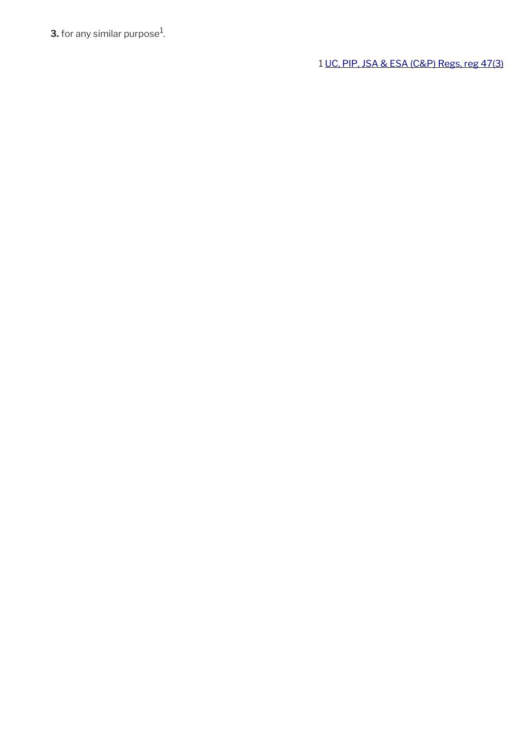**3.** for any similar purpose[1].

1 UC, PIP, JSA & ESA (C&P) Regs, reg 47(3)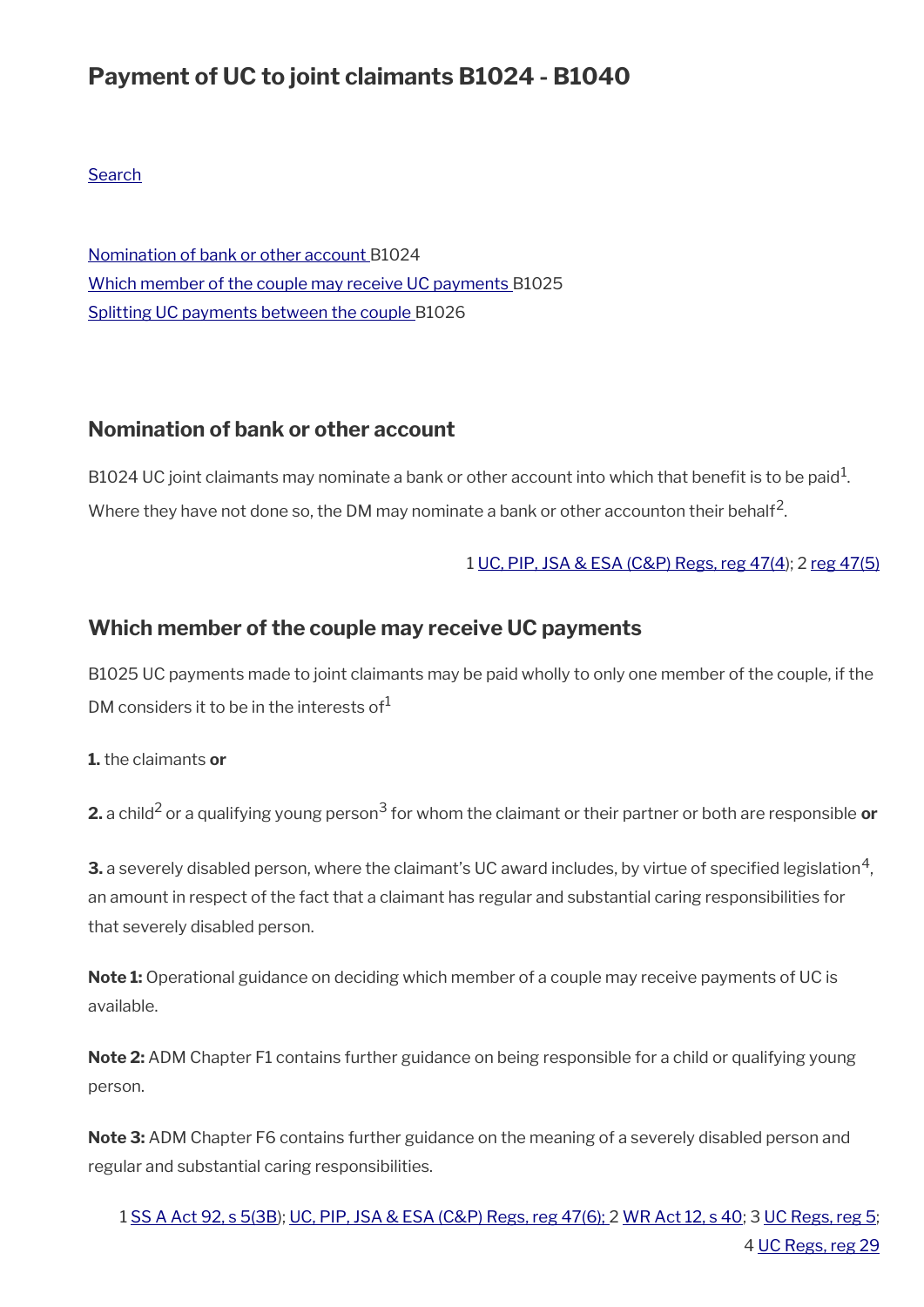# Payment of UC to joint claimants B1024 - B1040

Search

Nomination of bank or other account B1024
Which member of the couple may receive UC payments B1025
Splitting UC payments between the couple B1026

## Nomination of bank or other account

B1024 UC joint claimants may nominate a bank or other account into which that benefit is to be paid[1]. Where they have not done so, the DM may nominate a bank or other accounton their behalf[2].

1 UC, PIP, JSA & ESA (C&P) Regs, reg 47(4); 2 reg 47(5)

## Which member of the couple may receive UC payments

B1025 UC payments made to joint claimants may be paid wholly to only one member of the couple, if the DM considers it to be in the interests of[1]

**1.** the claimants **or**

**2.** a child[2] or a qualifying young person[3] for whom the claimant or their partner or both are responsible **or**

**3.** a severely disabled person, where the claimant's UC award includes, by virtue of specified legislation[4], an amount in respect of the fact that a claimant has regular and substantial caring responsibilities for that severely disabled person.

**Note 1:** Operational guidance on deciding which member of a couple may receive payments of UC is available.

**Note 2:** ADM Chapter F1 contains further guidance on being responsible for a child or qualifying young person.

**Note 3:** ADM Chapter F6 contains further guidance on the meaning of a severely disabled person and regular and substantial caring responsibilities.

1 SS A Act 92, s 5(3B); UC, PIP, JSA & ESA (C&P) Regs, reg 47(6); 2 WR Act 12, s 40; 3 UC Regs, reg 5; 4 UC Regs, reg 29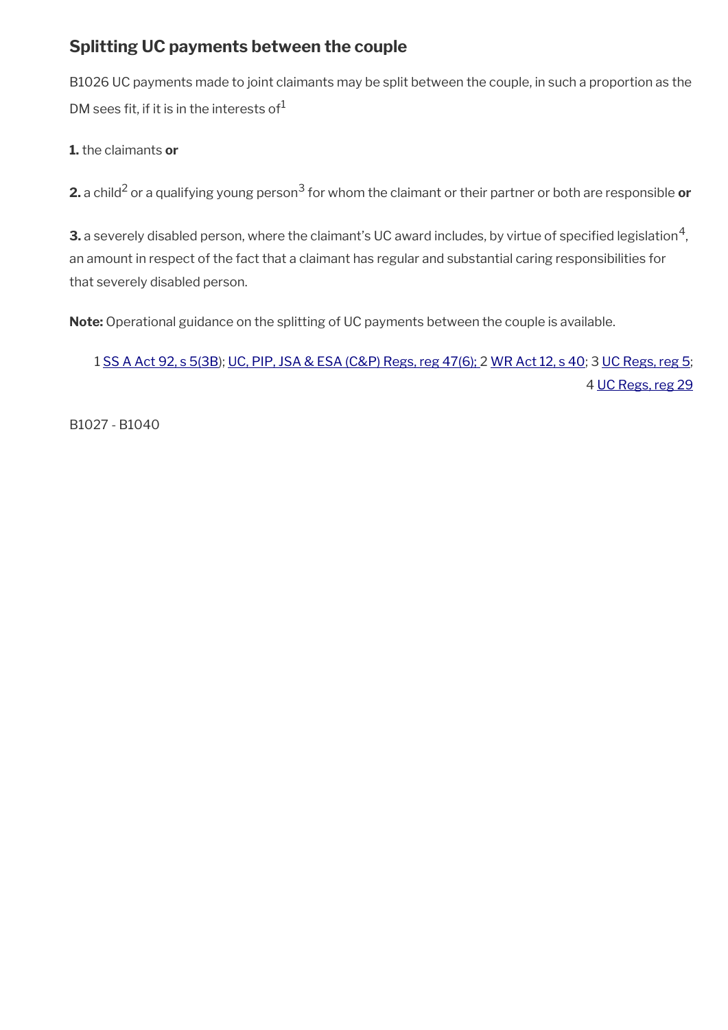## Splitting UC payments between the couple

B1026 UC payments made to joint claimants may be split between the couple, in such a proportion as the DM sees fit, if it is in the interests of[1]

**1.** the claimants **or**

**2.** a child[2] or a qualifying young person[3] for whom the claimant or their partner or both are responsible **or**

**3.** a severely disabled person, where the claimant's UC award includes, by virtue of specified legislation[4], an amount in respect of the fact that a claimant has regular and substantial caring responsibilities for that severely disabled person.

**Note:** Operational guidance on the splitting of UC payments between the couple is available.

1 SS A Act 92, s 5(3B); UC, PIP, JSA & ESA (C&P) Regs, reg 47(6); 2 WR Act 12, s 40; 3 UC Regs, reg 5; 4 UC Regs, reg 29

B1027 - B1040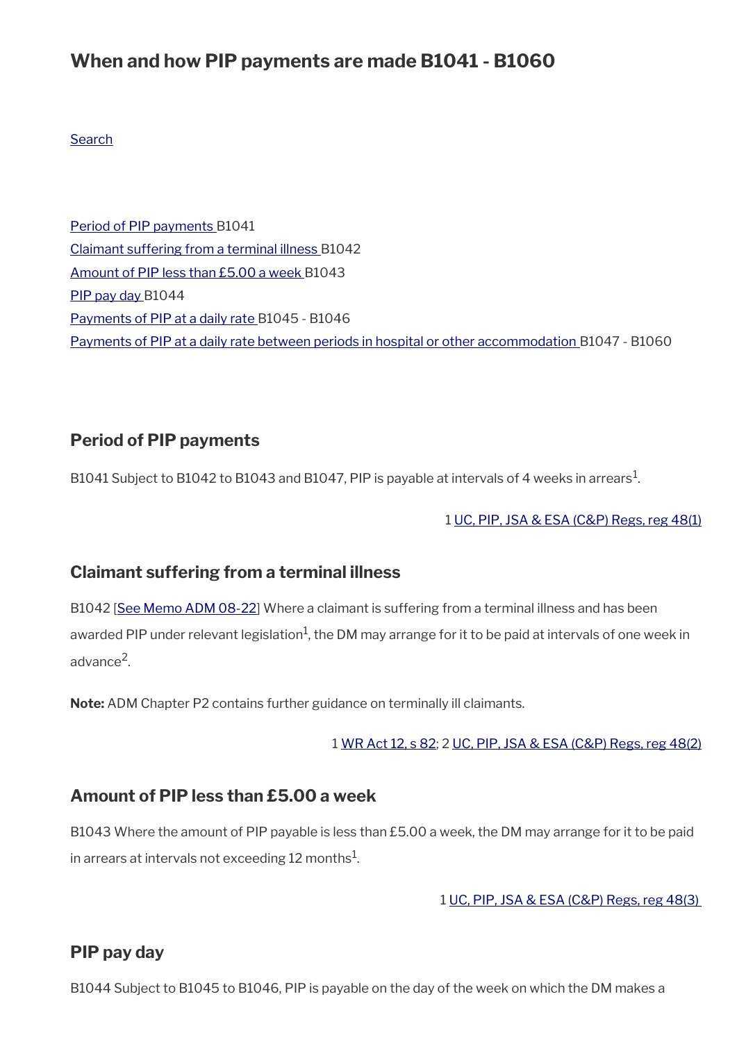## When and how PIP payments are made B1041 - B1060

Search

Period of PIP payments B1041
Claimant suffering from a terminal illness B1042
Amount of PIP less than £5.00 a week B1043
PIP pay day B1044
Payments of PIP at a daily rate B1045 - B1046
Payments of PIP at a daily rate between periods in hospital or other accommodation B1047 - B1060

### Period of PIP payments

B1041 Subject to B1042 to B1043 and B1047, PIP is payable at intervals of 4 weeks in arrears[1].

1 UC, PIP, JSA & ESA (C&P) Regs, reg 48(1)

### Claimant suffering from a terminal illness

B1042 [See Memo ADM 08-22] Where a claimant is suffering from a terminal illness and has been awarded PIP under relevant legislation[1], the DM may arrange for it to be paid at intervals of one week in advance[2].

**Note:** ADM Chapter P2 contains further guidance on terminally ill claimants.

1 WR Act 12, s 82; 2 UC, PIP, JSA & ESA (C&P) Regs, reg 48(2)

### Amount of PIP less than £5.00 a week

B1043 Where the amount of PIP payable is less than £5.00 a week, the DM may arrange for it to be paid in arrears at intervals not exceeding 12 months[1].

1 UC, PIP, JSA & ESA (C&P) Regs, reg 48(3)

### PIP pay day

B1044 Subject to B1045 to B1046, PIP is payable on the day of the week on which the DM makes a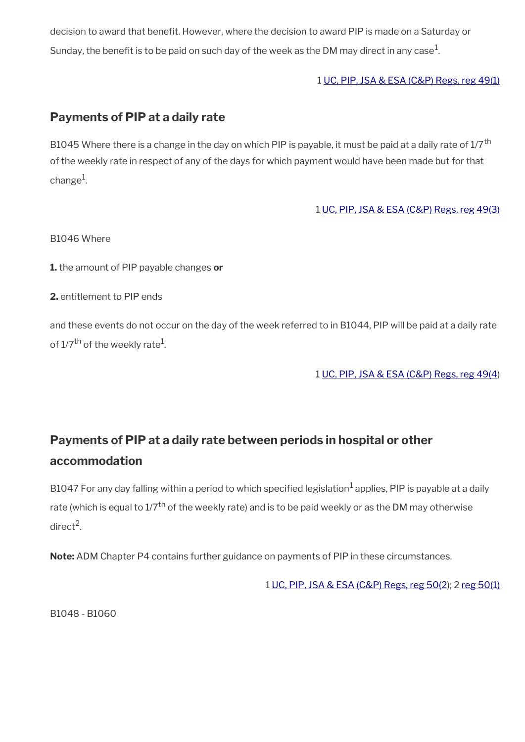decision to award that benefit. However, where the decision to award PIP is made on a Saturday or Sunday, the benefit is to be paid on such day of the week as the DM may direct in any case[1].

1 UC, PIP, JSA & ESA (C&P) Regs, reg 49(1)

## Payments of PIP at a daily rate

B1045 Where there is a change in the day on which PIP is payable, it must be paid at a daily rate of 1/7th of the weekly rate in respect of any of the days for which payment would have been made but for that change[1].

1 UC, PIP, JSA & ESA (C&P) Regs, reg 49(3)

B1046 Where

**1.** the amount of PIP payable changes **or**

**2.** entitlement to PIP ends

and these events do not occur on the day of the week referred to in B1044, PIP will be paid at a daily rate of 1/7th of the weekly rate[1].

1 UC, PIP, JSA & ESA (C&P) Regs, reg 49(4)

## Payments of PIP at a daily rate between periods in hospital or other accommodation

B1047 For any day falling within a period to which specified legislation[1] applies, PIP is payable at a daily rate (which is equal to 1/7th of the weekly rate) and is to be paid weekly or as the DM may otherwise direct[2].

**Note:** ADM Chapter P4 contains further guidance on payments of PIP in these circumstances.

1 UC, PIP, JSA & ESA (C&P) Regs, reg 50(2); 2 reg 50(1)

B1048 - B1060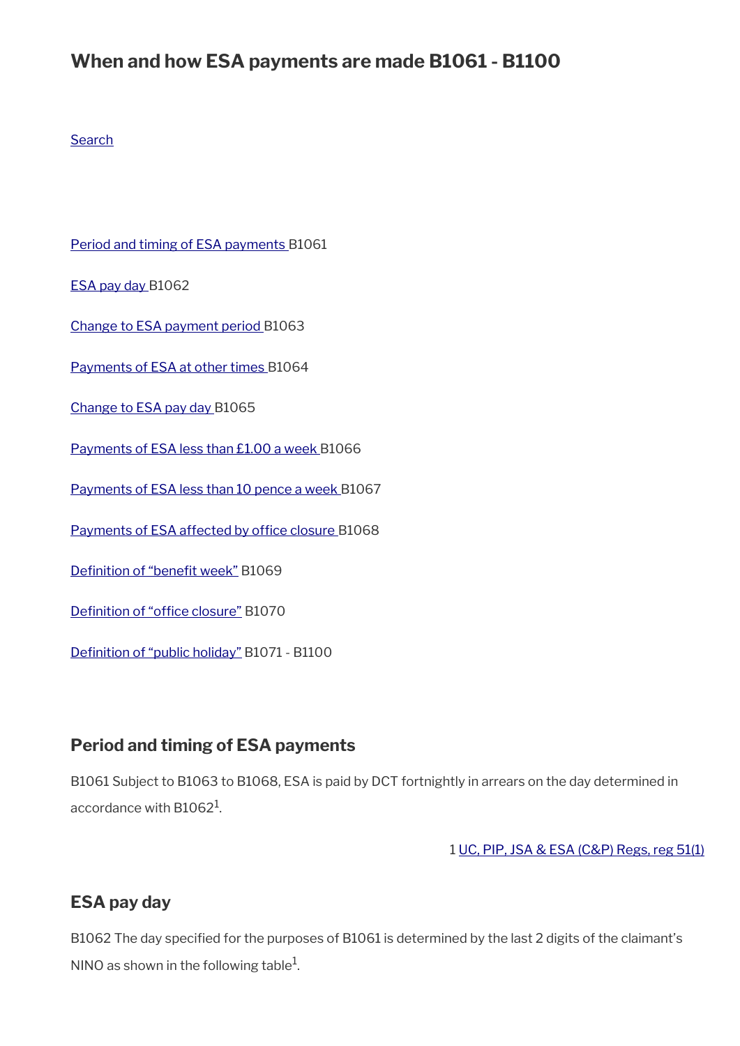# When and how ESA payments are made B1061 - B1100

Search

Period and timing of ESA payments B1061

ESA pay day B1062

Change to ESA payment period B1063

Payments of ESA at other times B1064

Change to ESA pay day B1065

Payments of ESA less than £1.00 a week B1066

Payments of ESA less than 10 pence a week B1067

Payments of ESA affected by office closure B1068

Definition of "benefit week" B1069

Definition of "office closure" B1070

Definition of "public holiday" B1071 - B1100

## Period and timing of ESA payments

B1061 Subject to B1063 to B1068, ESA is paid by DCT fortnightly in arrears on the day determined in accordance with B1062[1].

1 UC, PIP, JSA & ESA (C&P) Regs, reg 51(1)

## ESA pay day

B1062 The day specified for the purposes of B1061 is determined by the last 2 digits of the claimant's NINO as shown in the following table[1].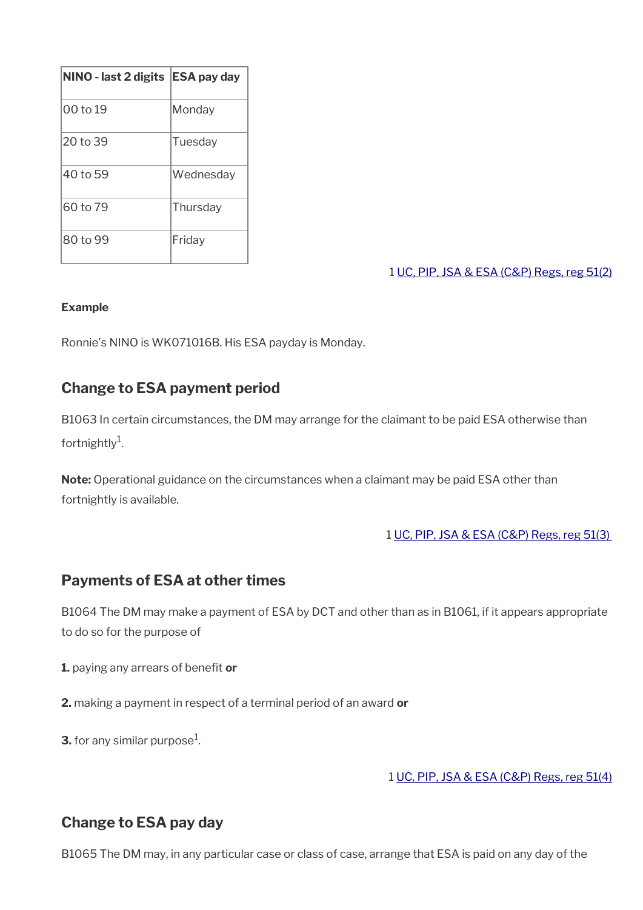| NINO - last 2 digits | ESA pay day |
| --- | --- |
| 00 to 19 | Monday |
| 20 to 39 | Tuesday |
| 40 to 59 | Wednesday |
| 60 to 79 | Thursday |
| 80 to 99 | Friday |

1 UC, PIP, JSA & ESA (C&P) Regs, reg 51(2)

**Example**

Ronnie's NINO is WK071016B. His ESA payday is Monday.

## Change to ESA payment period

B1063 In certain circumstances, the DM may arrange for the claimant to be paid ESA otherwise than fortnightly[1].

**Note:** Operational guidance on the circumstances when a claimant may be paid ESA other than fortnightly is available.

1 UC, PIP, JSA & ESA (C&P) Regs, reg 51(3)

## Payments of ESA at other times

B1064 The DM may make a payment of ESA by DCT and other than as in B1061, if it appears appropriate to do so for the purpose of

**1.** paying any arrears of benefit **or**

**2.** making a payment in respect of a terminal period of an award **or**

**3.** for any similar purpose[1].

1 UC, PIP, JSA & ESA (C&P) Regs, reg 51(4)

## Change to ESA pay day

B1065 The DM may, in any particular case or class of case, arrange that ESA is paid on any day of the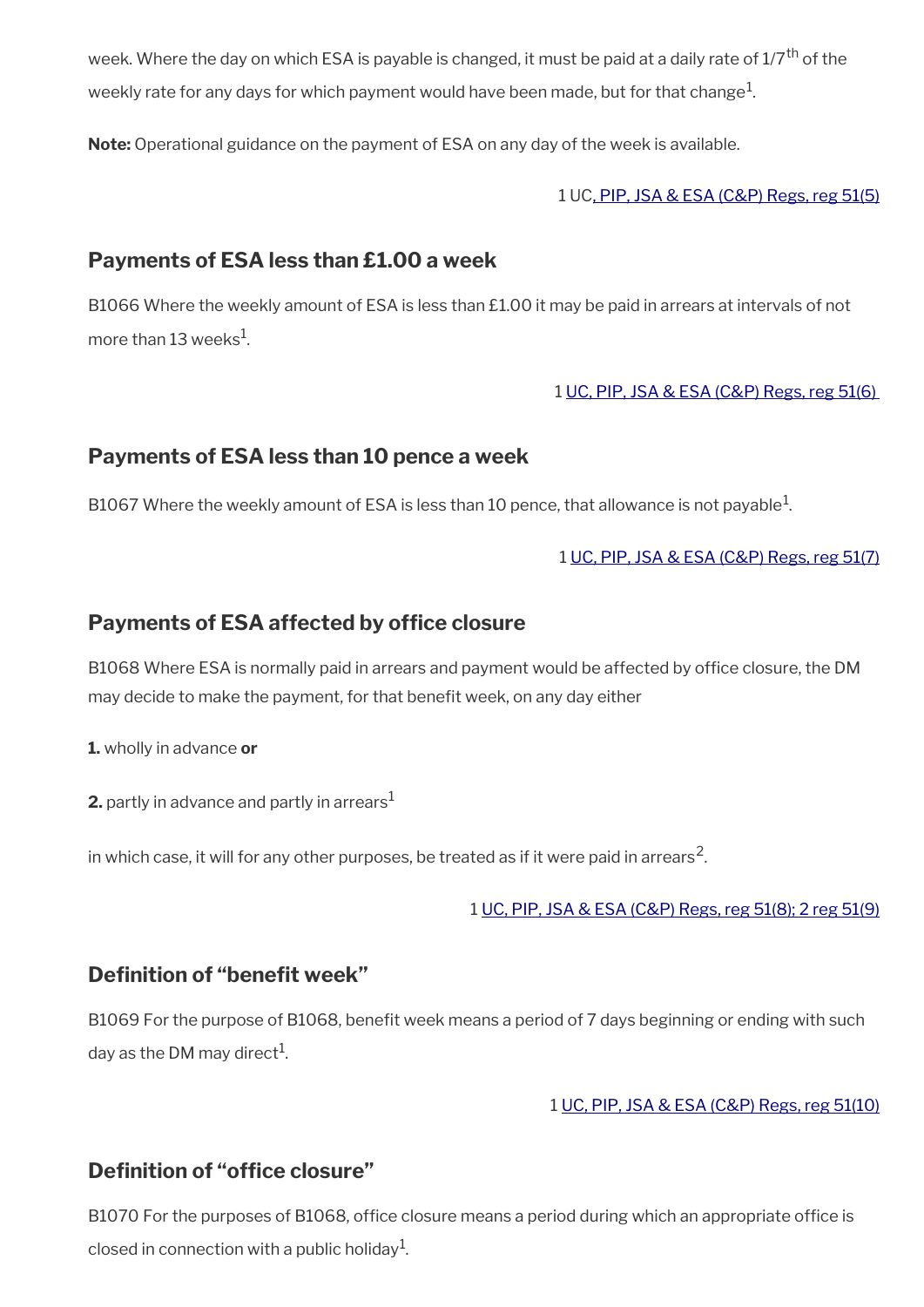week. Where the day on which ESA is payable is changed, it must be paid at a daily rate of 1/7$^{th}$ of the weekly rate for any days for which payment would have been made, but for that change[1].

**Note:** Operational guidance on the payment of ESA on any day of the week is available.

1 UC, PIP, JSA & ESA (C&P) Regs, reg 51(5)

## Payments of ESA less than £1.00 a week

B1066 Where the weekly amount of ESA is less than £1.00 it may be paid in arrears at intervals of not more than 13 weeks[1].

1 UC, PIP, JSA & ESA (C&P) Regs, reg 51(6)

## Payments of ESA less than 10 pence a week

B1067 Where the weekly amount of ESA is less than 10 pence, that allowance is not payable[1].

1 UC, PIP, JSA & ESA (C&P) Regs, reg 51(7)

## Payments of ESA affected by office closure

B1068 Where ESA is normally paid in arrears and payment would be affected by office closure, the DM may decide to make the payment, for that benefit week, on any day either

**1.** wholly in advance **or**

**2.** partly in advance and partly in arrears[1]

in which case, it will for any other purposes, be treated as if it were paid in arrears[2].

1 UC, PIP, JSA & ESA (C&P) Regs, reg 51(8); 2 reg 51(9)

## Definition of "benefit week"

B1069 For the purpose of B1068, benefit week means a period of 7 days beginning or ending with such day as the DM may direct[1].

1 UC, PIP, JSA & ESA (C&P) Regs, reg 51(10)

## Definition of "office closure"

B1070 For the purposes of B1068, office closure means a period during which an appropriate office is closed in connection with a public holiday[1].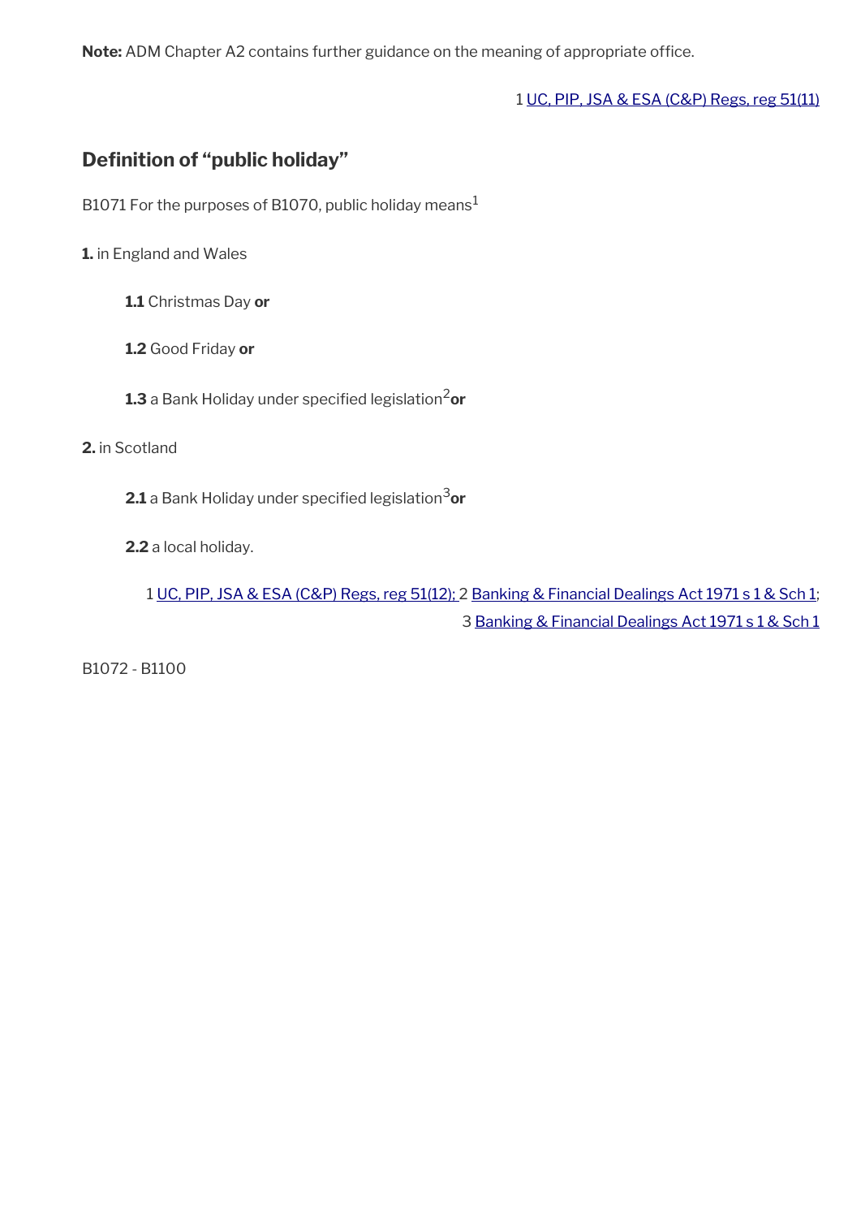**Note:** ADM Chapter A2 contains further guidance on the meaning of appropriate office.

1 UC, PIP, JSA & ESA (C&P) Regs, reg 51(11)

## Definition of "public holiday"

B1071 For the purposes of B1070, public holiday means[1]

**1.** in England and Wales

**1.1** Christmas Day **or**

**1.2** Good Friday **or**

**1.3** a Bank Holiday under specified legislation[2] **or**

**2.** in Scotland

**2.1** a Bank Holiday under specified legislation[3] **or**

**2.2** a local holiday.

1 UC, PIP, JSA & ESA (C&P) Regs, reg 51(12); 2 Banking & Financial Dealings Act 1971 s 1 & Sch 1; 3 Banking & Financial Dealings Act 1971 s 1 & Sch 1

B1072 - B1100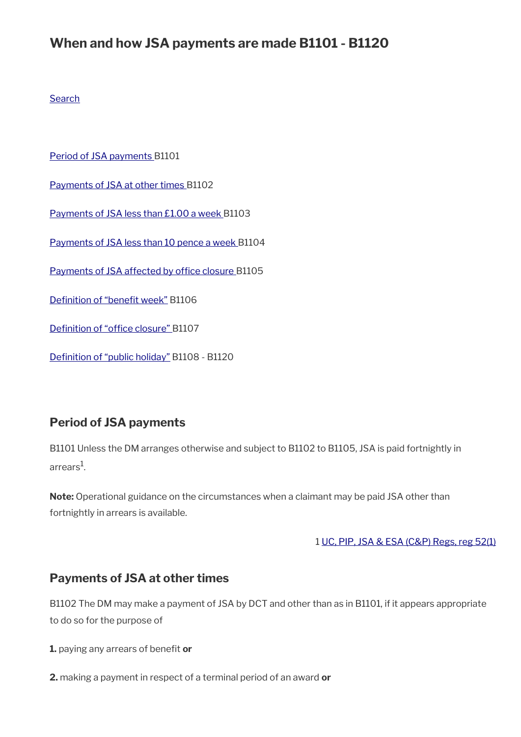# When and how JSA payments are made B1101 - B1120

[Search]

[Period of JSA payments] B1101

[Payments of JSA at other times] B1102

[Payments of JSA less than £1.00 a week] B1103

[Payments of JSA less than 10 pence a week] B1104

[Payments of JSA affected by office closure] B1105

[Definition of “benefit week”] B1106

[Definition of “office closure”] B1107

[Definition of “public holiday”] B1108 - B1120

## Period of JSA payments

B1101 Unless the DM arranges otherwise and subject to B1102 to B1105, JSA is paid fortnightly in arrears[1].

**Note:** Operational guidance on the circumstances when a claimant may be paid JSA other than fortnightly in arrears is available.

1 UC, PIP, JSA & ESA (C&P) Regs, reg 52(1)

## Payments of JSA at other times

B1102 The DM may make a payment of JSA by DCT and other than as in B1101, if it appears appropriate to do so for the purpose of

**1.** paying any arrears of benefit **or**

**2.** making a payment in respect of a terminal period of an award **or**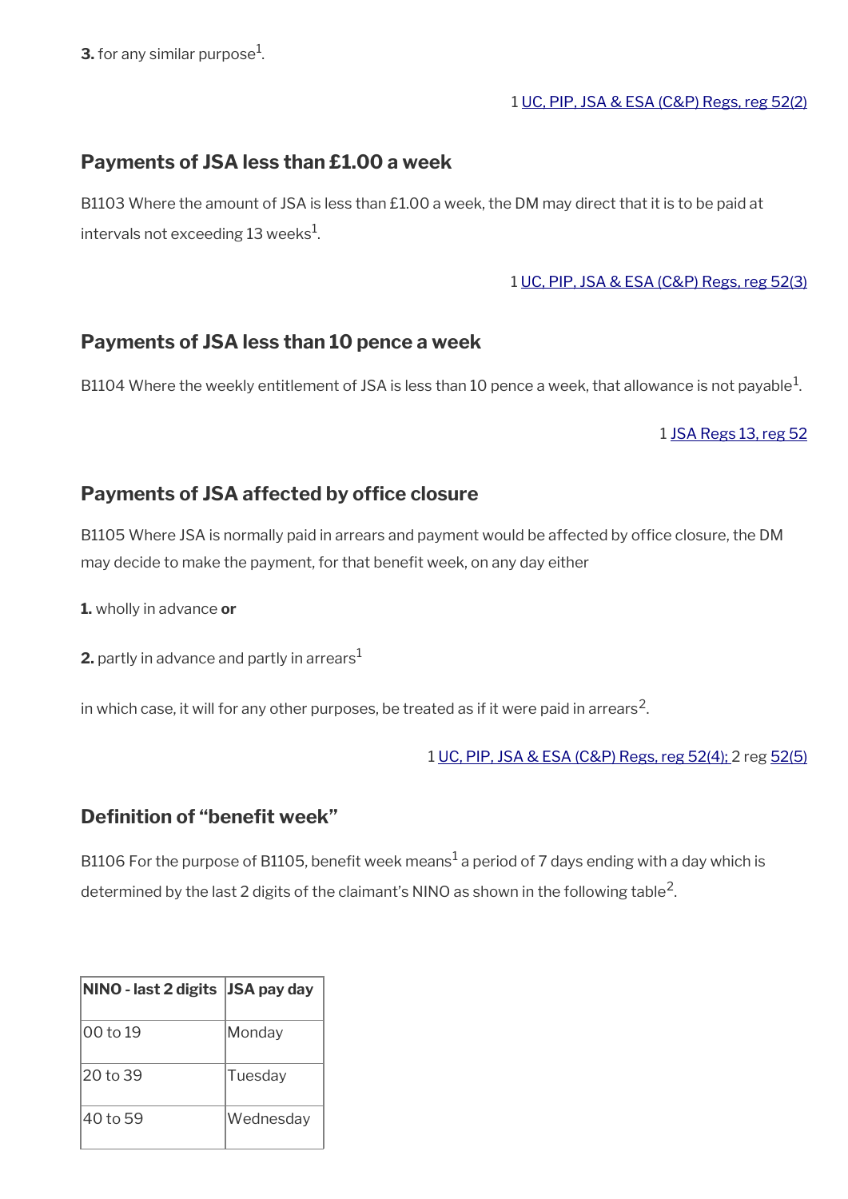**3.** for any similar purpose[1].

1 UC, PIP, JSA & ESA (C&P) Regs, reg 52(2)

## Payments of JSA less than £1.00 a week

B1103 Where the amount of JSA is less than £1.00 a week, the DM may direct that it is to be paid at intervals not exceeding 13 weeks[1].

1 UC, PIP, JSA & ESA (C&P) Regs, reg 52(3)

## Payments of JSA less than 10 pence a week

B1104 Where the weekly entitlement of JSA is less than 10 pence a week, that allowance is not payable[1].

1 JSA Regs 13, reg 52

## Payments of JSA affected by office closure

B1105 Where JSA is normally paid in arrears and payment would be affected by office closure, the DM may decide to make the payment, for that benefit week, on any day either

**1.** wholly in advance **or**

**2.** partly in advance and partly in arrears[1]

in which case, it will for any other purposes, be treated as if it were paid in arrears[2].

1 UC, PIP, JSA & ESA (C&P) Regs, reg 52(4); 2 reg 52(5)

## Definition of "benefit week"

B1106 For the purpose of B1105, benefit week means[1] a period of 7 days ending with a day which is determined by the last 2 digits of the claimant's NINO as shown in the following table[2].

| NINO - last 2 digits | JSA pay day |
|---|---|
| 00 to 19 | Monday |
| 20 to 39 | Tuesday |
| 40 to 59 | Wednesday |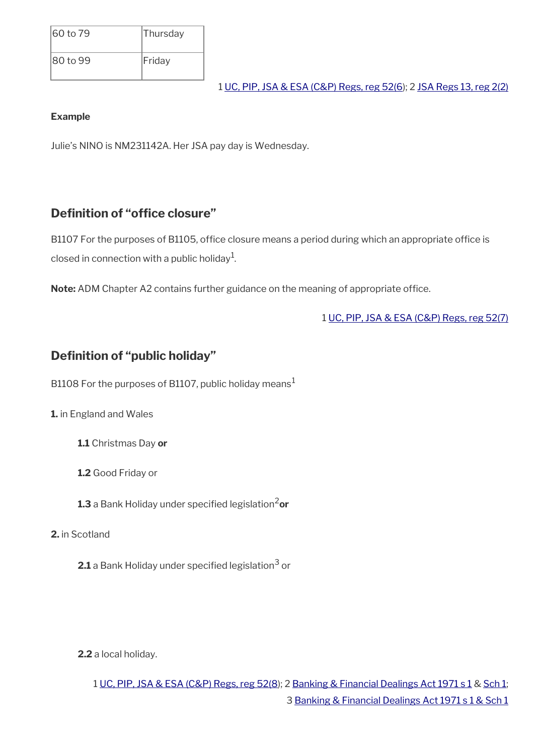| 60 to 79 | Thursday |
|---|---|
| 80 to 99 | Friday |

1 UC, PIP, JSA & ESA (C&P) Regs, reg 52(6); 2 JSA Regs 13, reg 2(2)

**Example**

Julie's NINO is NM231142A. Her JSA pay day is Wednesday.

## Definition of "office closure"

B1107 For the purposes of B1105, office closure means a period during which an appropriate office is closed in connection with a public holiday[1].

**Note:** ADM Chapter A2 contains further guidance on the meaning of appropriate office.

1 UC, PIP, JSA & ESA (C&P) Regs, reg 52(7)

## Definition of "public holiday"

B1108 For the purposes of B1107, public holiday means[1]

**1.** in England and Wales

**1.1** Christmas Day **or**

**1.2** Good Friday or

**1.3** a Bank Holiday under specified legislation[2] **or**

**2.** in Scotland

**2.1** a Bank Holiday under specified legislation[3] or

**2.2** a local holiday.

1 UC, PIP, JSA & ESA (C&P) Regs, reg 52(8); 2 Banking & Financial Dealings Act 1971 s 1 & Sch 1; 3 Banking & Financial Dealings Act 1971 s 1 & Sch 1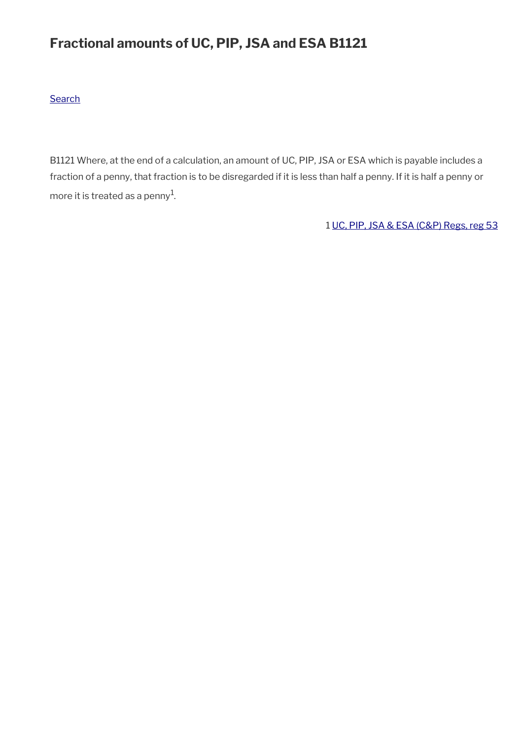## Fractional amounts of UC, PIP, JSA and ESA B1121

Search

B1121 Where, at the end of a calculation, an amount of UC, PIP, JSA or ESA which is payable includes a fraction of a penny, that fraction is to be disregarded if it is less than half a penny. If it is half a penny or more it is treated as a penny[1].

1 UC, PIP, JSA & ESA (C&P) Regs, reg 53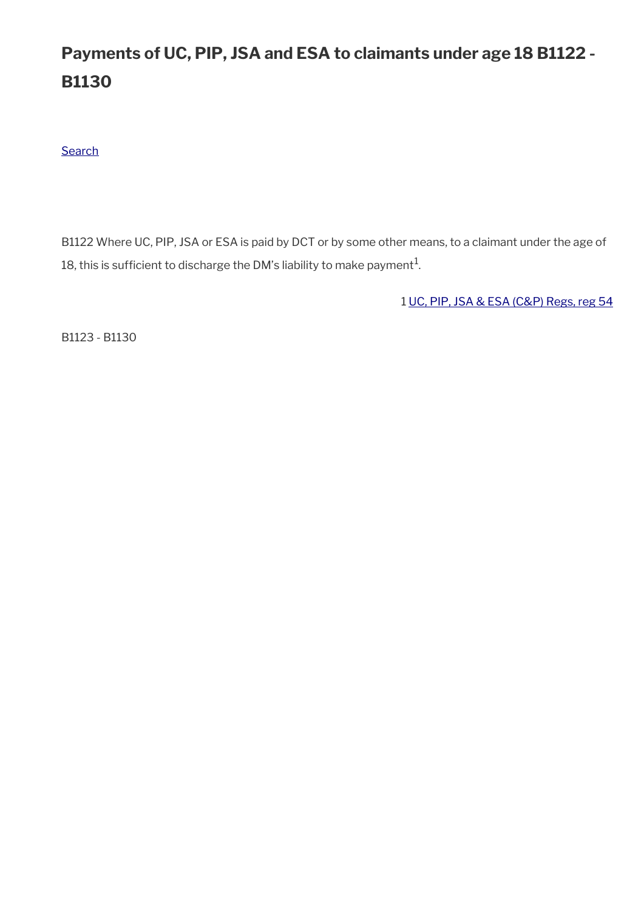# Payments of UC, PIP, JSA and ESA to claimants under age 18 B1122 - B1130

Search

B1122 Where UC, PIP, JSA or ESA is paid by DCT or by some other means, to a claimant under the age of 18, this is sufficient to discharge the DM's liability to make payment[1].

1 UC, PIP, JSA & ESA (C&P) Regs, reg 54

B1123 - B1130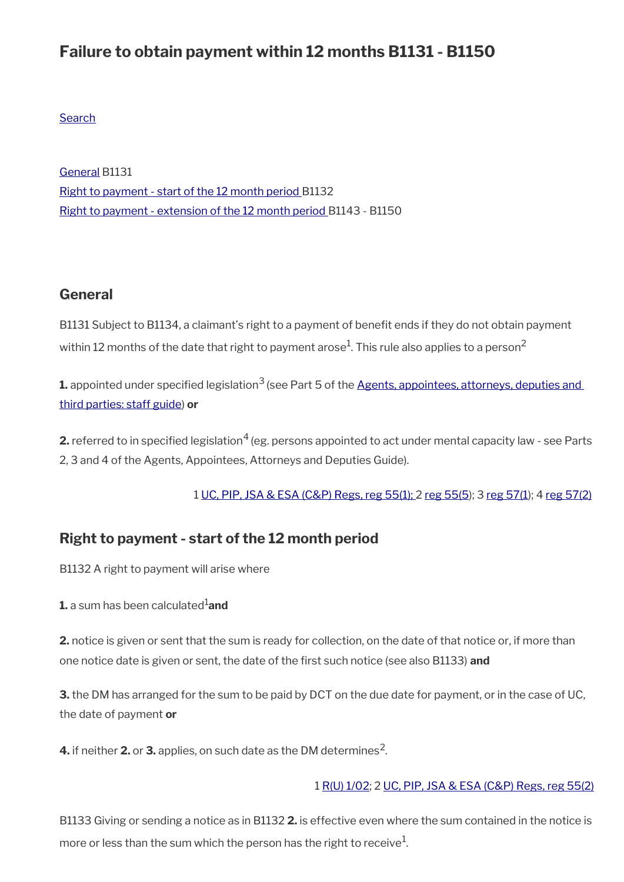# Failure to obtain payment within 12 months B1131 - B1150

Search

General B1131
Right to payment - start of the 12 month period B1132
Right to payment - extension of the 12 month period B1143 - B1150

## General

B1131 Subject to B1134, a claimant's right to a payment of benefit ends if they do not obtain payment within 12 months of the date that right to payment arose[1]. This rule also applies to a person[2]

**1.** appointed under specified legislation[3] (see Part 5 of the Agents, appointees, attorneys, deputies and third parties: staff guide) **or**

**2.** referred to in specified legislation[4] (eg. persons appointed to act under mental capacity law - see Parts 2, 3 and 4 of the Agents, Appointees, Attorneys and Deputies Guide).

1 UC, PIP, JSA & ESA (C&P) Regs, reg 55(1); 2 reg 55(5); 3 reg 57(1); 4 reg 57(2)

## Right to payment - start of the 12 month period

B1132 A right to payment will arise where

**1.** a sum has been calculated[1] **and**

**2.** notice is given or sent that the sum is ready for collection, on the date of that notice or, if more than one notice date is given or sent, the date of the first such notice (see also B1133) **and**

**3.** the DM has arranged for the sum to be paid by DCT on the due date for payment, or in the case of UC, the date of payment **or**

**4.** if neither **2.** or **3.** applies, on such date as the DM determines[2].

1 R(U) 1/02; 2 UC, PIP, JSA & ESA (C&P) Regs, reg 55(2)

B1133 Giving or sending a notice as in B1132 **2.** is effective even where the sum contained in the notice is more or less than the sum which the person has the right to receive[1].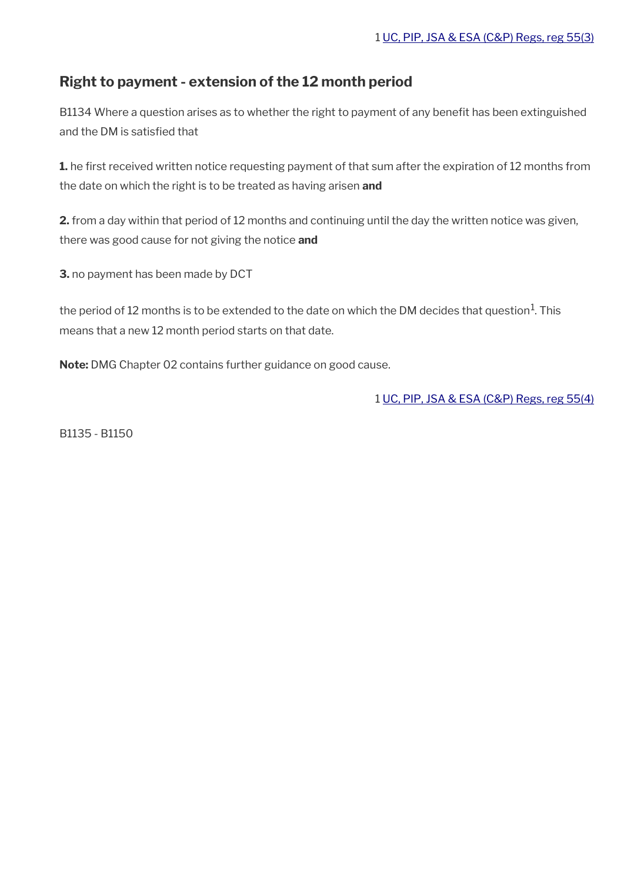1 UC, PIP, JSA & ESA (C&P) Regs, reg 55(3)

## Right to payment - extension of the 12 month period

B1134 Where a question arises as to whether the right to payment of any benefit has been extinguished and the DM is satisfied that

**1.** he first received written notice requesting payment of that sum after the expiration of 12 months from the date on which the right is to be treated as having arisen **and**

**2.** from a day within that period of 12 months and continuing until the day the written notice was given, there was good cause for not giving the notice **and**

**3.** no payment has been made by DCT

the period of 12 months is to be extended to the date on which the DM decides that question[1]. This means that a new 12 month period starts on that date.

**Note:** DMG Chapter 02 contains further guidance on good cause.

1 UC, PIP, JSA & ESA (C&P) Regs, reg 55(4)

B1135 - B1150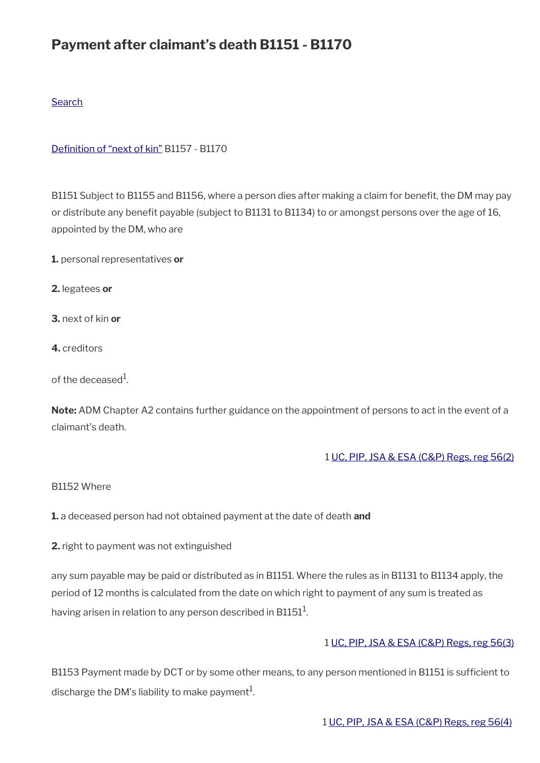## Payment after claimant's death B1151 - B1170

Search

Definition of "next of kin" B1157 - B1170

B1151 Subject to B1155 and B1156, where a person dies after making a claim for benefit, the DM may pay or distribute any benefit payable (subject to B1131 to B1134) to or amongst persons over the age of 16, appointed by the DM, who are

**1.** personal representatives **or**

**2.** legatees **or**

**3.** next of kin **or**

**4.** creditors

of the deceased[1].

**Note:** ADM Chapter A2 contains further guidance on the appointment of persons to act in the event of a claimant's death.

1 UC, PIP, JSA & ESA (C&P) Regs, reg 56(2)

B1152 Where

**1.** a deceased person had not obtained payment at the date of death **and**

**2.** right to payment was not extinguished

any sum payable may be paid or distributed as in B1151. Where the rules as in B1131 to B1134 apply, the period of 12 months is calculated from the date on which right to payment of any sum is treated as having arisen in relation to any person described in B1151[1].

1 UC, PIP, JSA & ESA (C&P) Regs, reg 56(3)

B1153 Payment made by DCT or by some other means, to any person mentioned in B1151 is sufficient to discharge the DM's liability to make payment[1].

1 UC, PIP, JSA & ESA (C&P) Regs, reg 56(4)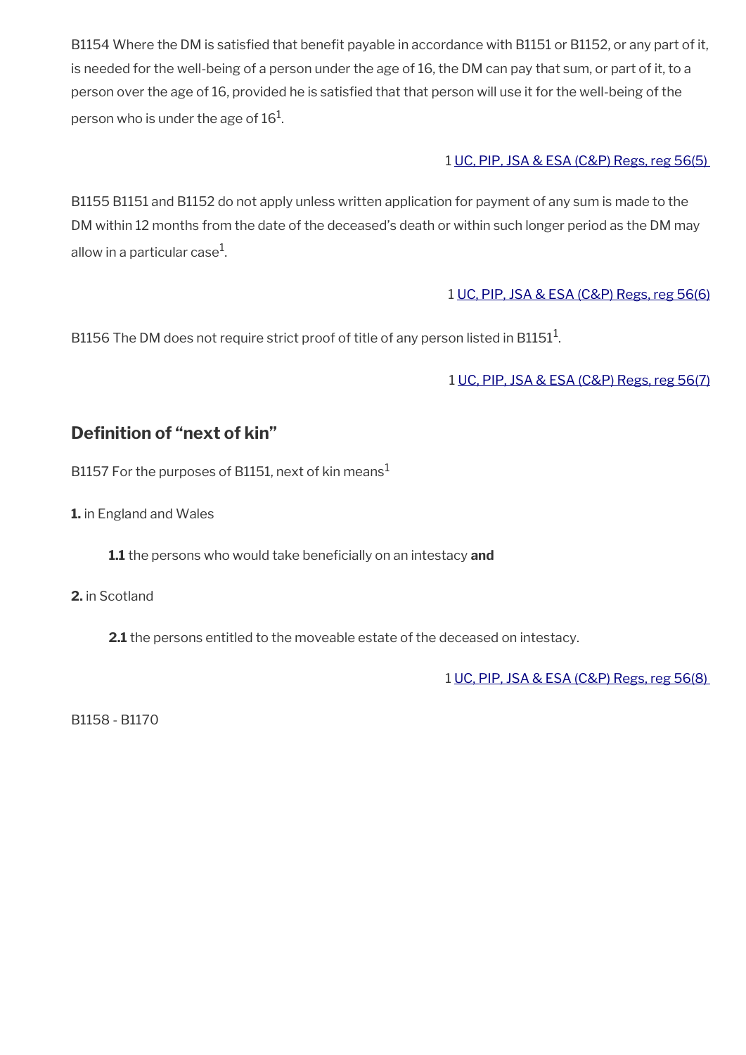B1154 Where the DM is satisfied that benefit payable in accordance with B1151 or B1152, or any part of it, is needed for the well-being of a person under the age of 16, the DM can pay that sum, or part of it, to a person over the age of 16, provided he is satisfied that that person will use it for the well-being of the person who is under the age of 16[1].

1 UC, PIP, JSA & ESA (C&P) Regs, reg 56(5)

B1155 B1151 and B1152 do not apply unless written application for payment of any sum is made to the DM within 12 months from the date of the deceased's death or within such longer period as the DM may allow in a particular case[1].

1 UC, PIP, JSA & ESA (C&P) Regs, reg 56(6)

B1156 The DM does not require strict proof of title of any person listed in B1151[1].

1 UC, PIP, JSA & ESA (C&P) Regs, reg 56(7)

## Definition of "next of kin"

B1157 For the purposes of B1151, next of kin means[1]

**1.** in England and Wales

> **1.1** the persons who would take beneficially on an intestacy **and**

**2.** in Scotland

> **2.1** the persons entitled to the moveable estate of the deceased on intestacy.

1 UC, PIP, JSA & ESA (C&P) Regs, reg 56(8)

B1158 - B1170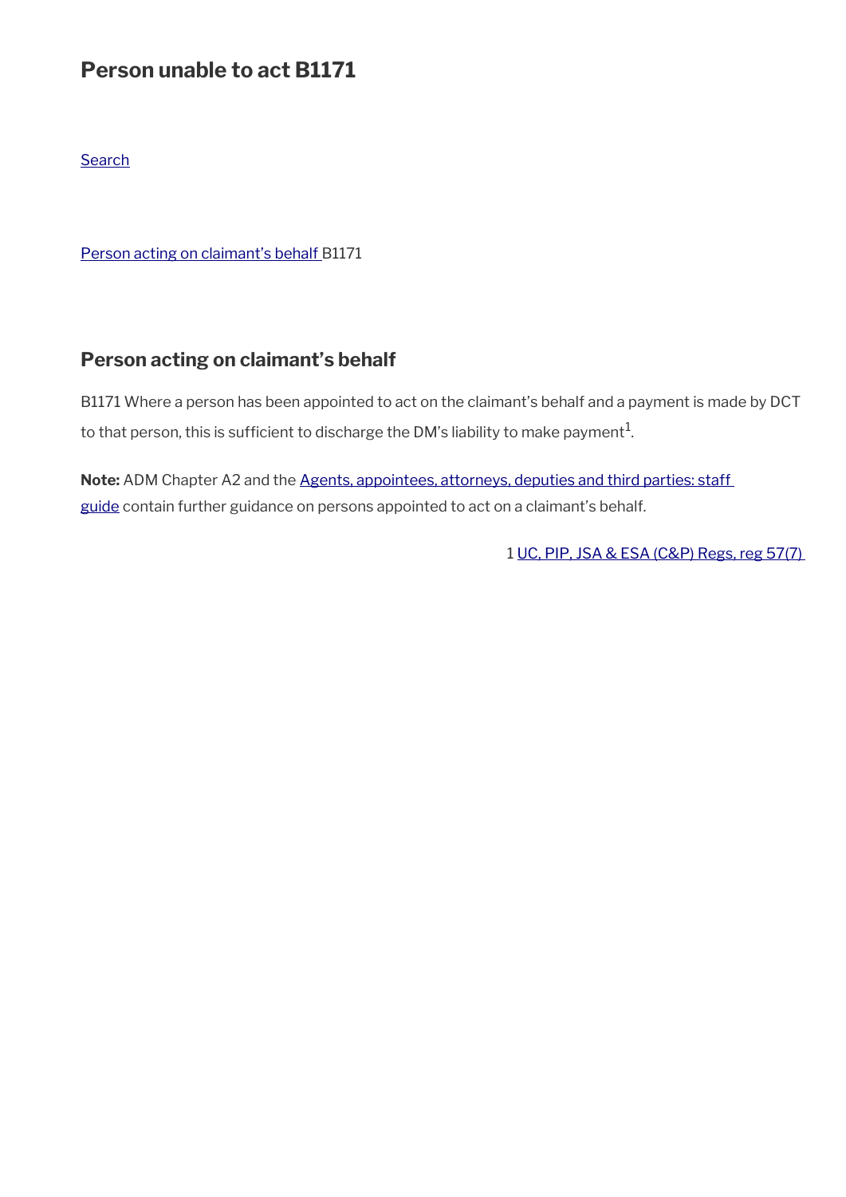# Person unable to act B1171

Search

Person acting on claimant's behalf B1171

## Person acting on claimant's behalf

B1171 Where a person has been appointed to act on the claimant's behalf and a payment is made by DCT to that person, this is sufficient to discharge the DM's liability to make payment[1].

**Note:** ADM Chapter A2 and the Agents, appointees, attorneys, deputies and third parties: staff guide contain further guidance on persons appointed to act on a claimant's behalf.

1 UC, PIP, JSA & ESA (C&P) Regs, reg 57(7)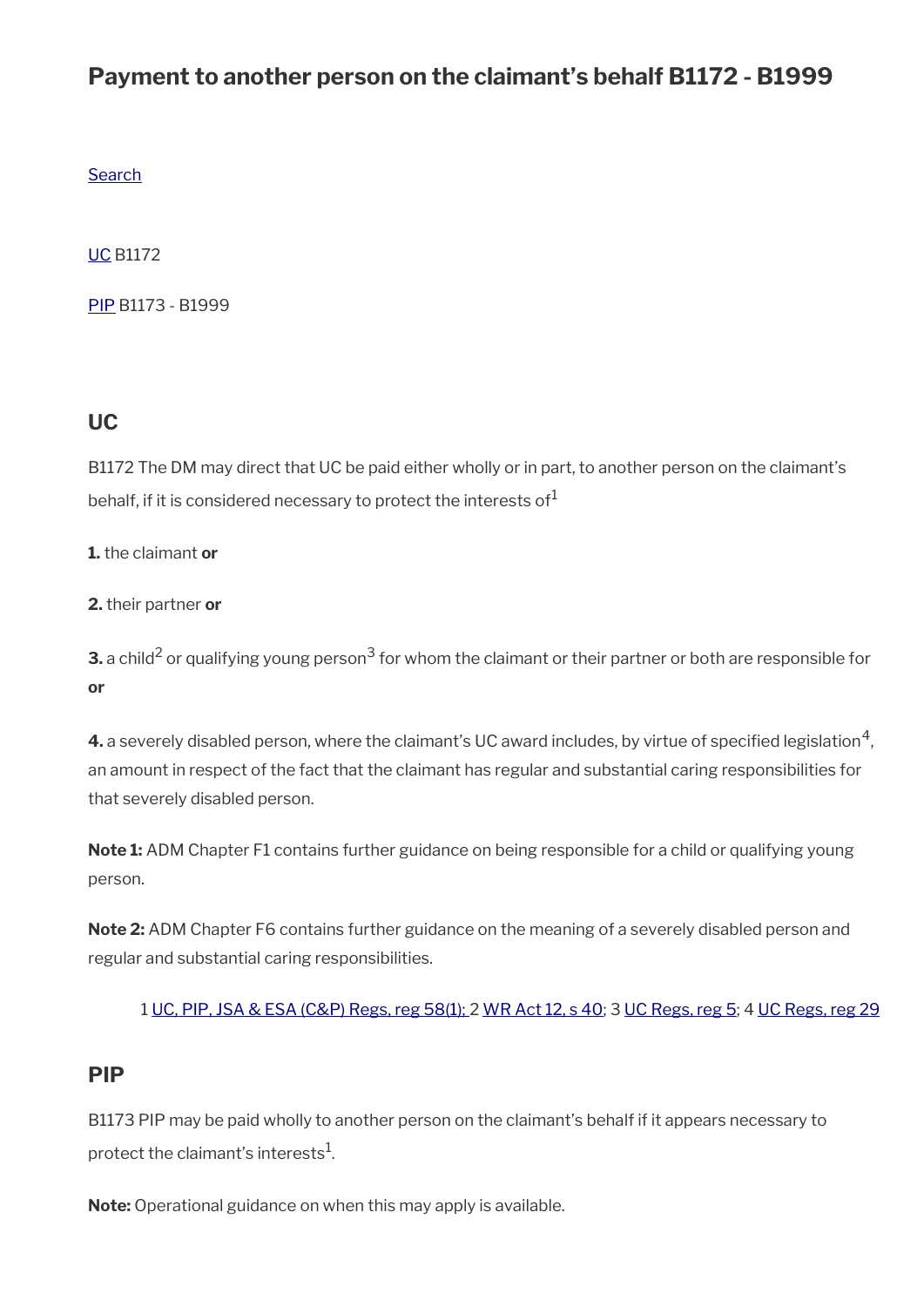# Payment to another person on the claimant's behalf B1172 - B1999

Search

UC B1172

PIP B1173 - B1999

## UC

B1172 The DM may direct that UC be paid either wholly or in part, to another person on the claimant's behalf, if it is considered necessary to protect the interests of[1]

**1.** the claimant **or**

**2.** their partner **or**

**3.** a child[2] or qualifying young person[3] for whom the claimant or their partner or both are responsible for **or**

**4.** a severely disabled person, where the claimant's UC award includes, by virtue of specified legislation[4], an amount in respect of the fact that the claimant has regular and substantial caring responsibilities for that severely disabled person.

**Note 1:** ADM Chapter F1 contains further guidance on being responsible for a child or qualifying young person.

**Note 2:** ADM Chapter F6 contains further guidance on the meaning of a severely disabled person and regular and substantial caring responsibilities.

1 UC, PIP, JSA & ESA (C&P) Regs, reg 58(1); 2 WR Act 12, s 40; 3 UC Regs, reg 5; 4 UC Regs, reg 29

## PIP

B1173 PIP may be paid wholly to another person on the claimant's behalf if it appears necessary to protect the claimant's interests[1].

**Note:** Operational guidance on when this may apply is available.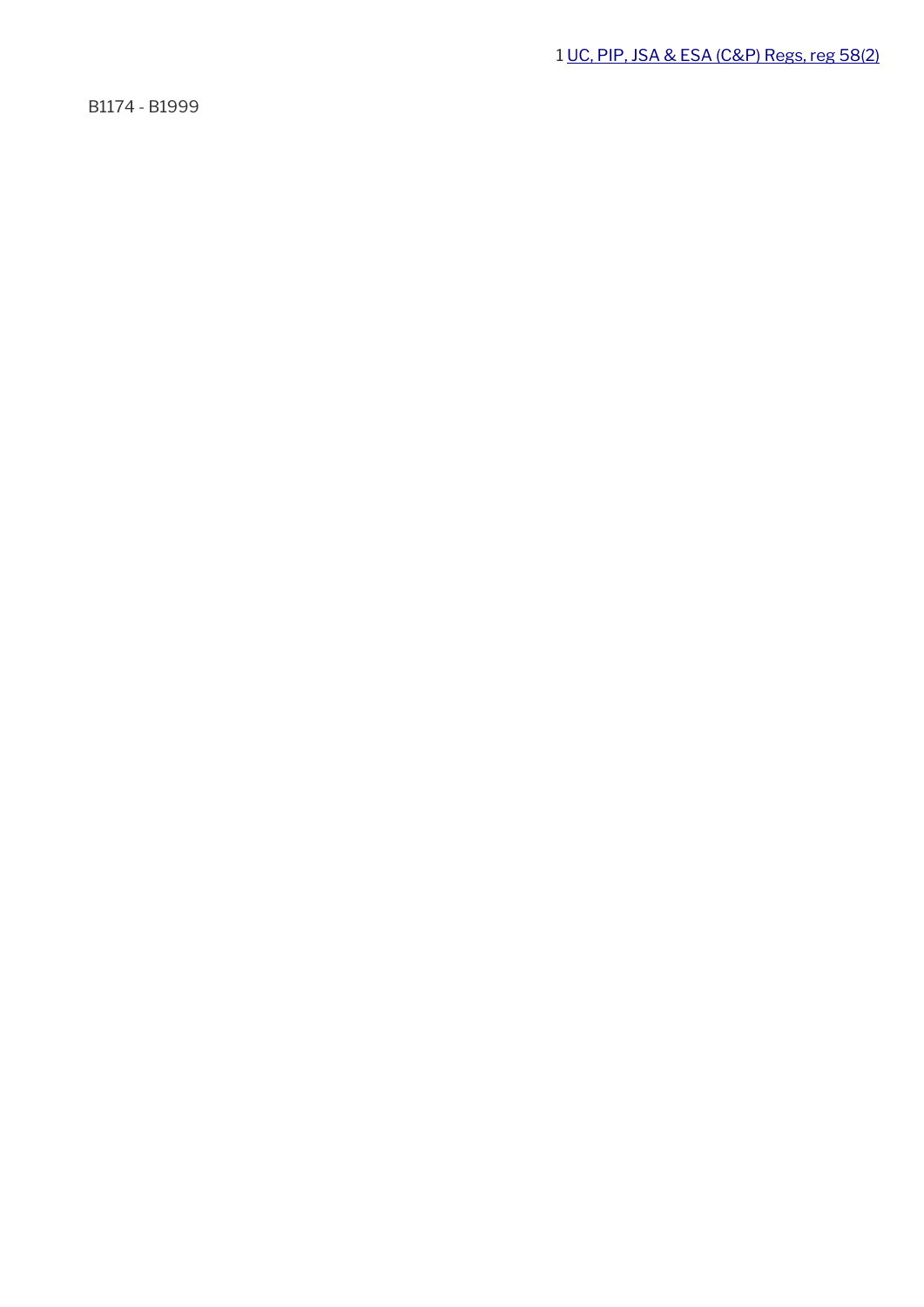1 UC, PIP, JSA & ESA (C&P) Regs, reg 58(2)

B1174 - B1999